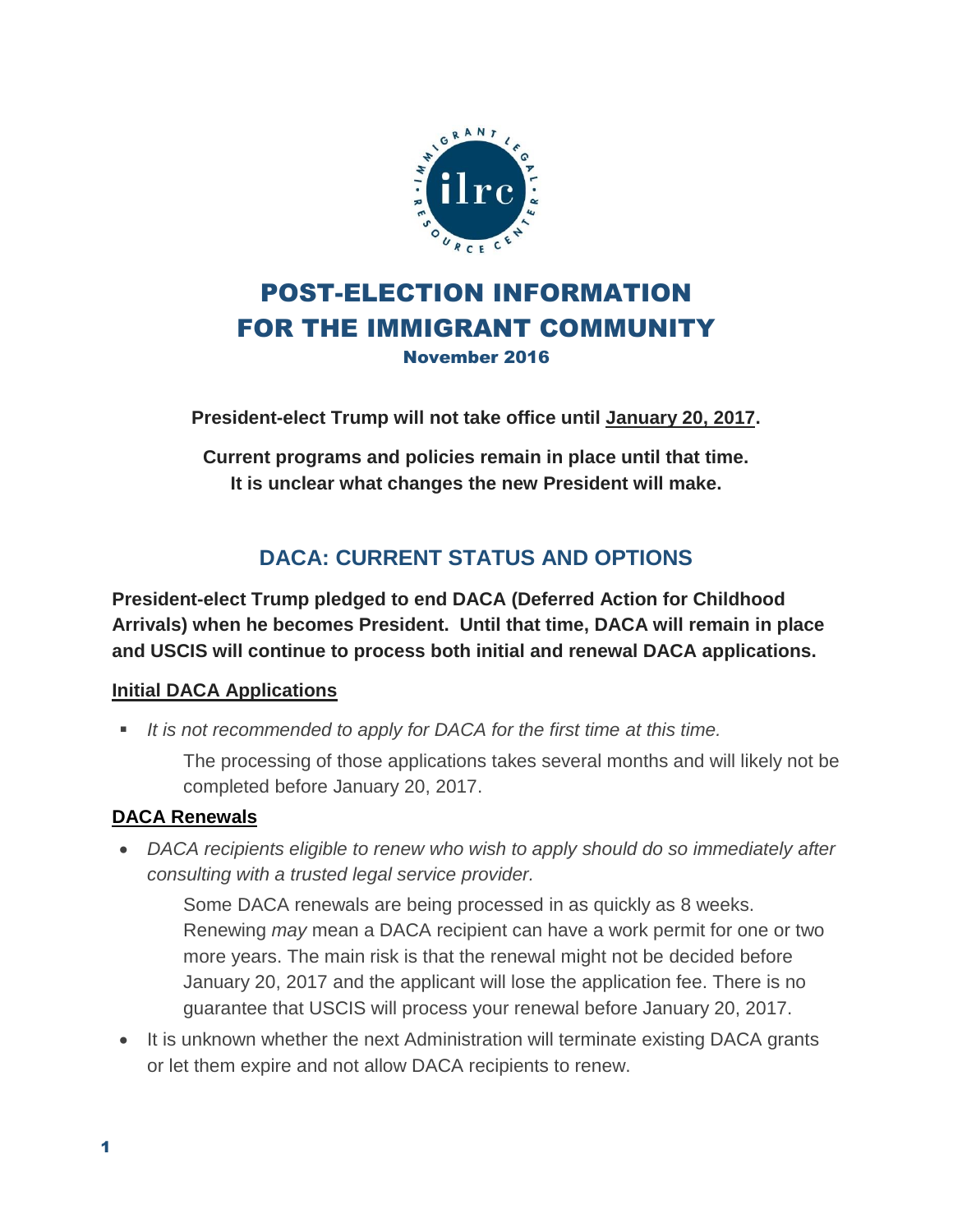# POST-ELECTION INFORMATION FOR THE IMMIGRANT COMMUNITY

**November 2016**

**President-elect Trump will not take office until January 20, 2017.**

**Current programs and policies remain in place until that time. It is unclear what changes the new President will make.**

## DACA: CURRENT STATUS AND OPTIONS

**President-elect Trump pledged to end DACA (Deferred Action for Childhood Arrivals) when he becomes President. Until that time, DACA will remain in place and USCIS will continue to process both initial and renewal DACA applications.**

### Initial DACA Applications

- *It is not recommended to apply for DACA for the first time at this time.*

  The processing of those applications takes several months and will likely not be completed before January 20, 2017.

### DACA Renewals

- *DACA recipients eligible to renew who wish to apply should do so immediately after consulting with a trusted legal service provider.*

  Some DACA renewals are being processed in as quickly as 8 weeks. Renewing *may* mean a DACA recipient can have a work permit for one or two more years. The main risk is that the renewal might not be decided before January 20, 2017 and the applicant will lose the application fee. There is no guarantee that USCIS will process your renewal before January 20, 2017.

- It is unknown whether the next Administration will terminate existing DACA grants or let them expire and not allow DACA recipients to renew.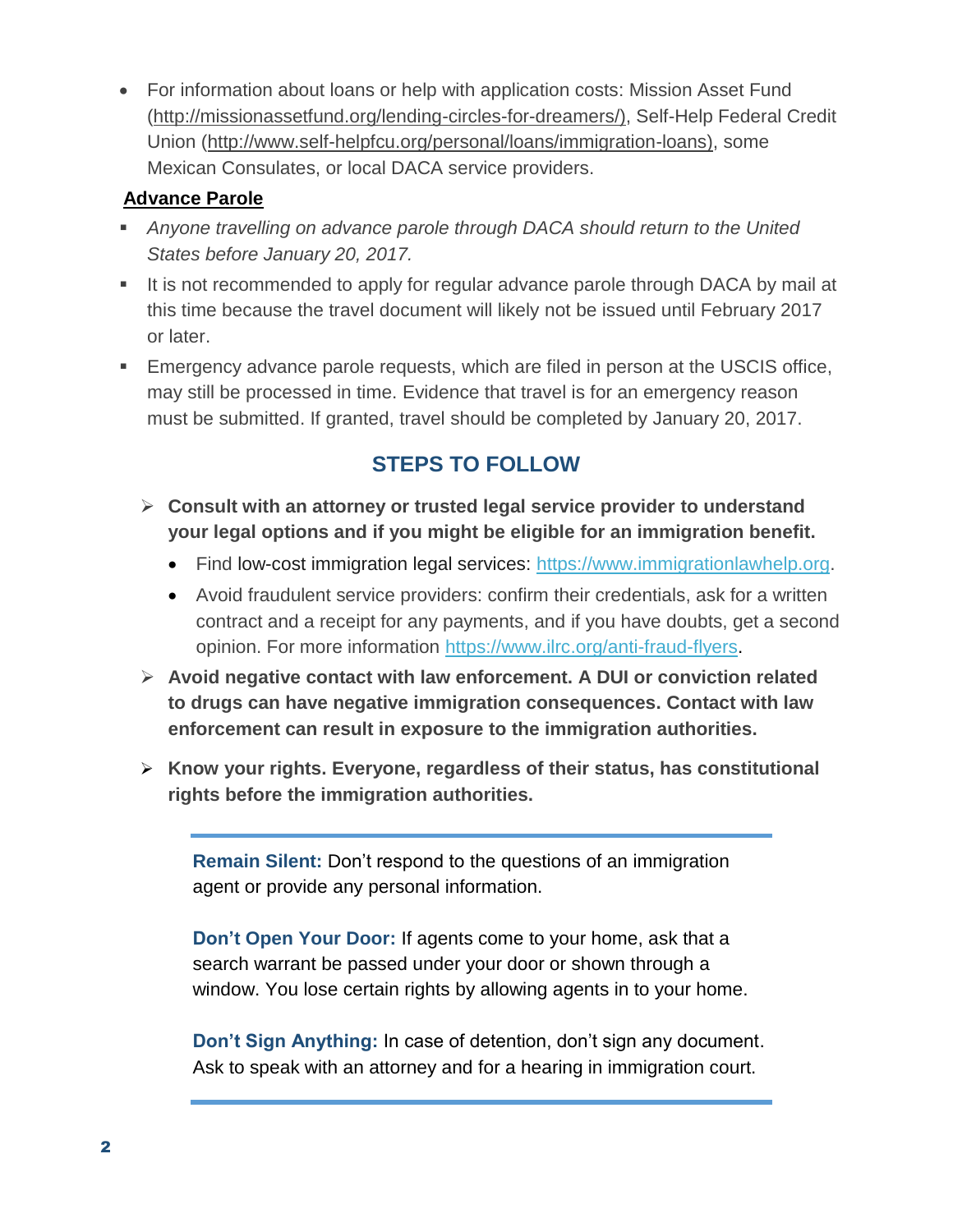- For information about loans or help with application costs: Mission Asset Fund (http://missionassetfund.org/lending-circles-for-dreamers/), Self-Help Federal Credit Union (http://www.self-helpfcu.org/personal/loans/immigration-loans), some Mexican Consulates, or local DACA service providers.

**Advance Parole**

- *Anyone travelling on advance parole through DACA should return to the United States before January 20, 2017.*
- It is not recommended to apply for regular advance parole through DACA by mail at this time because the travel document will likely not be issued until February 2017 or later.
- Emergency advance parole requests, which are filed in person at the USCIS office, may still be processed in time. Evidence that travel is for an emergency reason must be submitted. If granted, travel should be completed by January 20, 2017.

## STEPS TO FOLLOW

- **Consult with an attorney or trusted legal service provider to understand your legal options and if you might be eligible for an immigration benefit.**
  - Find low-cost immigration legal services: https://www.immigrationlawhelp.org.
  - Avoid fraudulent service providers: confirm their credentials, ask for a written contract and a receipt for any payments, and if you have doubts, get a second opinion. For more information https://www.ilrc.org/anti-fraud-flyers.
- **Avoid negative contact with law enforcement. A DUI or conviction related to drugs can have negative immigration consequences. Contact with law enforcement can result in exposure to the immigration authorities.**
- **Know your rights. Everyone, regardless of their status, has constitutional rights before the immigration authorities.**

---

**Remain Silent:** Don't respond to the questions of an immigration agent or provide any personal information.

**Don't Open Your Door:** If agents come to your home, ask that a search warrant be passed under your door or shown through a window. You lose certain rights by allowing agents in to your home.

**Don't Sign Anything:** In case of detention, don't sign any document. Ask to speak with an attorney and for a hearing in immigration court.

---